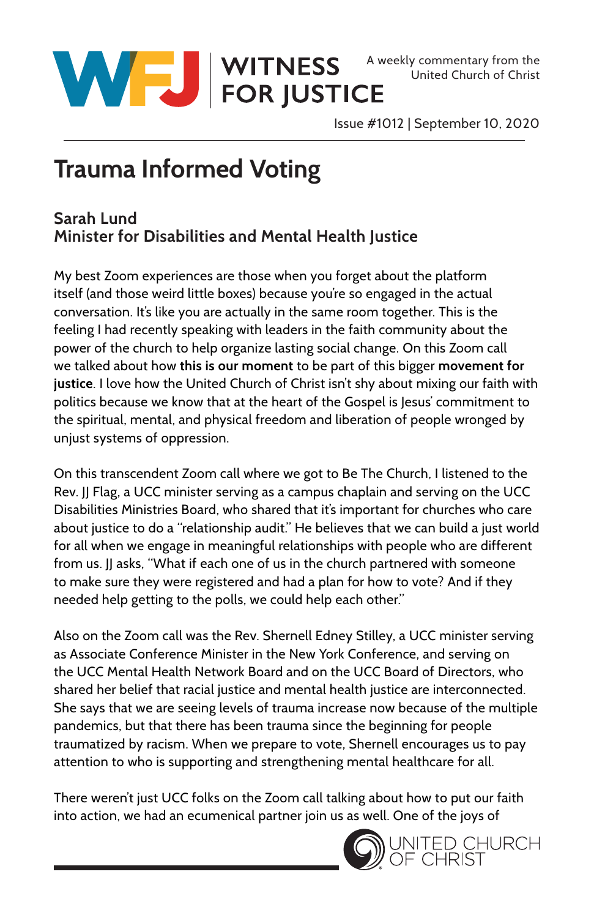WITNESS FOR JUSTICE

A weekly commentary from the United Church of Christ

Issue #1012 | September 10, 2020

# Trauma Informed Voting

## Sarah Lund
## Minister for Disabilities and Mental Health Justice

My best Zoom experiences are those when you forget about the platform itself (and those weird little boxes) because you're so engaged in the actual conversation. It's like you are actually in the same room together. This is the feeling I had recently speaking with leaders in the faith community about the power of the church to help organize lasting social change. On this Zoom call we talked about how **this is our moment** to be part of this bigger **movement for justice**. I love how the United Church of Christ isn't shy about mixing our faith with politics because we know that at the heart of the Gospel is Jesus' commitment to the spiritual, mental, and physical freedom and liberation of people wronged by unjust systems of oppression.

On this transcendent Zoom call where we got to Be The Church, I listened to the Rev. JJ Flag, a UCC minister serving as a campus chaplain and serving on the UCC Disabilities Ministries Board, who shared that it's important for churches who care about justice to do a "relationship audit." He believes that we can build a just world for all when we engage in meaningful relationships with people who are different from us. JJ asks, "What if each one of us in the church partnered with someone to make sure they were registered and had a plan for how to vote? And if they needed help getting to the polls, we could help each other."

Also on the Zoom call was the Rev. Shernell Edney Stilley, a UCC minister serving as Associate Conference Minister in the New York Conference, and serving on the UCC Mental Health Network Board and on the UCC Board of Directors, who shared her belief that racial justice and mental health justice are interconnected. She says that we are seeing levels of trauma increase now because of the multiple pandemics, but that there has been trauma since the beginning for people traumatized by racism. When we prepare to vote, Shernell encourages us to pay attention to who is supporting and strengthening mental healthcare for all.

There weren't just UCC folks on the Zoom call talking about how to put our faith into action, we had an ecumenical partner join us as well. One of the joys of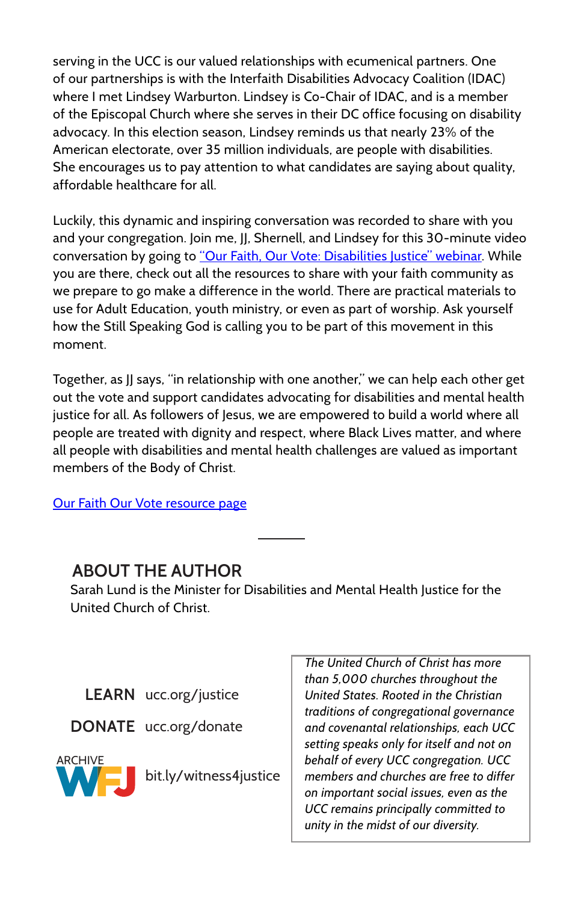serving in the UCC is our valued relationships with ecumenical partners. One of our partnerships is with the Interfaith Disabilities Advocacy Coalition (IDAC) where I met Lindsey Warburton. Lindsey is Co-Chair of IDAC, and is a member of the Episcopal Church where she serves in their DC office focusing on disability advocacy. In this election season, Lindsey reminds us that nearly 23% of the American electorate, over 35 million individuals, are people with disabilities. She encourages us to pay attention to what candidates are saying about quality, affordable healthcare for all.

Luckily, this dynamic and inspiring conversation was recorded to share with you and your congregation. Join me, JJ, Shernell, and Lindsey for this 30-minute video conversation by going to "Our Faith, Our Vote: Disabilities Justice" webinar. While you are there, check out all the resources to share with your faith community as we prepare to go make a difference in the world. There are practical materials to use for Adult Education, youth ministry, or even as part of worship. Ask yourself how the Still Speaking God is calling you to be part of this movement in this moment.

Together, as JJ says, "in relationship with one another," we can help each other get out the vote and support candidates advocating for disabilities and mental health justice for all. As followers of Jesus, we are empowered to build a world where all people are treated with dignity and respect, where Black Lives matter, and where all people with disabilities and mental health challenges are valued as important members of the Body of Christ.

Our Faith Our Vote resource page

---

## ABOUT THE AUTHOR

Sarah Lund is the Minister for Disabilities and Mental Health Justice for the United Church of Christ.

**LEARN** ucc.org/justice

**DONATE** ucc.org/donate

ARCHIVE WFJ bit.ly/witness4justice

*The United Church of Christ has more than 5,000 churches throughout the United States. Rooted in the Christian traditions of congregational governance and covenantal relationships, each UCC setting speaks only for itself and not on behalf of every UCC congregation. UCC members and churches are free to differ on important social issues, even as the UCC remains principally committed to unity in the midst of our diversity.*